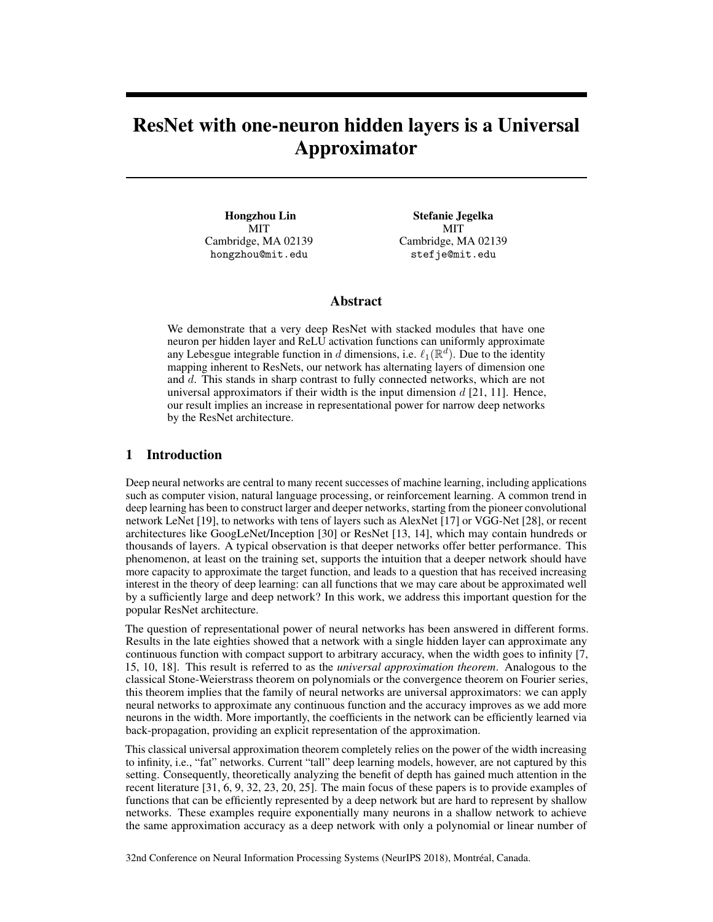# ResNet with one-neuron hidden layers is a Universal Approximator

**Hongzhou Lin**
MIT
Cambridge, MA 02139
hongzhou@mit.edu

**Stefanie Jegelka**
MIT
Cambridge, MA 02139
stefje@mit.edu

## Abstract

We demonstrate that a very deep ResNet with stacked modules that have one neuron per hidden layer and ReLU activation functions can uniformly approximate any Lebesgue integrable function in $d$ dimensions, i.e. $\ell_1(\mathbb{R}^d)$. Due to the identity mapping inherent to ResNets, our network has alternating layers of dimension one and $d$. This stands in sharp contrast to fully connected networks, which are not universal approximators if their width is the input dimension $d$ [21, 11]. Hence, our result implies an increase in representational power for narrow deep networks by the ResNet architecture.

## 1 Introduction

Deep neural networks are central to many recent successes of machine learning, including applications such as computer vision, natural language processing, or reinforcement learning. A common trend in deep learning has been to construct larger and deeper networks, starting from the pioneer convolutional network LeNet [19], to networks with tens of layers such as AlexNet [17] or VGG-Net [28], or recent architectures like GoogLeNet/Inception [30] or ResNet [13, 14], which may contain hundreds or thousands of layers. A typical observation is that deeper networks offer better performance. This phenomenon, at least on the training set, supports the intuition that a deeper network should have more capacity to approximate the target function, and leads to a question that has received increasing interest in the theory of deep learning: can all functions that we may care about be approximated well by a sufficiently large and deep network? In this work, we address this important question for the popular ResNet architecture.

The question of representational power of neural networks has been answered in different forms. Results in the late eighties showed that a network with a single hidden layer can approximate any continuous function with compact support to arbitrary accuracy, when the width goes to infinity [7, 15, 10, 18]. This result is referred to as the *universal approximation theorem*. Analogous to the classical Stone-Weierstrass theorem on polynomials or the convergence theorem on Fourier series, this theorem implies that the family of neural networks are universal approximators: we can apply neural networks to approximate any continuous function and the accuracy improves as we add more neurons in the width. More importantly, the coefficients in the network can be efficiently learned via back-propagation, providing an explicit representation of the approximation.

This classical universal approximation theorem completely relies on the power of the width increasing to infinity, i.e., "fat" networks. Current "tall" deep learning models, however, are not captured by this setting. Consequently, theoretically analyzing the benefit of depth has gained much attention in the recent literature [31, 6, 9, 32, 23, 20, 25]. The main focus of these papers is to provide examples of functions that can be efficiently represented by a deep network but are hard to represent by shallow networks. These examples require exponentially many neurons in a shallow network to achieve the same approximation accuracy as a deep network with only a polynomial or linear number of

32nd Conference on Neural Information Processing Systems (NeurIPS 2018), Montréal, Canada.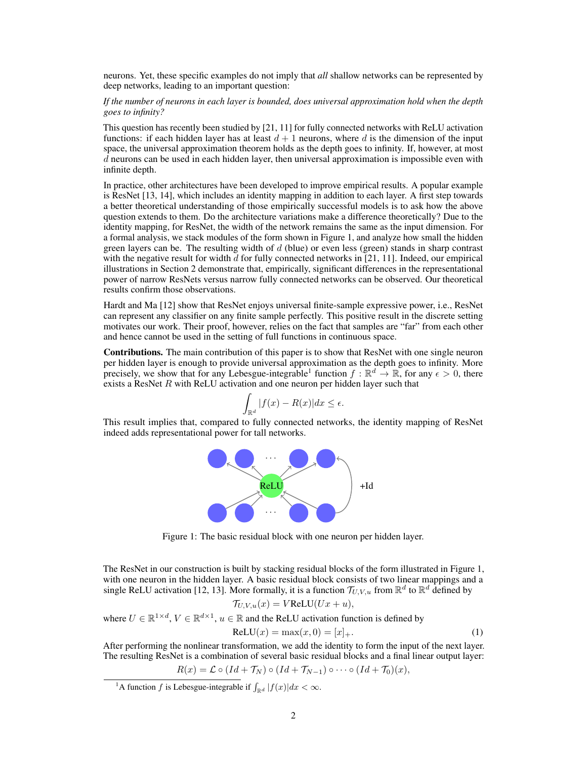neurons. Yet, these specific examples do not imply that *all* shallow networks can be represented by deep networks, leading to an important question:

*If the number of neurons in each layer is bounded, does universal approximation hold when the depth goes to infinity?*

This question has recently been studied by [21, 11] for fully connected networks with ReLU activation functions: if each hidden layer has at least $d+1$ neurons, where $d$ is the dimension of the input space, the universal approximation theorem holds as the depth goes to infinity. If, however, at most $d$ neurons can be used in each hidden layer, then universal approximation is impossible even with infinite depth.

In practice, other architectures have been developed to improve empirical results. A popular example is ResNet [13, 14], which includes an identity mapping in addition to each layer. A first step towards a better theoretical understanding of those empirically successful models is to ask how the above question extends to them. Do the architecture variations make a difference theoretically? Due to the identity mapping, for ResNet, the width of the network remains the same as the input dimension. For a formal analysis, we stack modules of the form shown in Figure 1, and analyze how small the hidden green layers can be. The resulting width of $d$ (blue) or even less (green) stands in sharp contrast with the negative result for width $d$ for fully connected networks in [21, 11]. Indeed, our empirical illustrations in Section 2 demonstrate that, empirically, significant differences in the representational power of narrow ResNets versus narrow fully connected networks can be observed. Our theoretical results confirm those observations.

Hardt and Ma [12] show that ResNet enjoys universal finite-sample expressive power, i.e., ResNet can represent any classifier on any finite sample perfectly. This positive result in the discrete setting motivates our work. Their proof, however, relies on the fact that samples are "far" from each other and hence cannot be used in the setting of full functions in continuous space.

**Contributions.** The main contribution of this paper is to show that ResNet with one single neuron per hidden layer is enough to provide universal approximation as the depth goes to infinity. More precisely, we show that for any Lebesgue-integrable[1] function $f : \mathbb{R}^d \to \mathbb{R}$, for any $\epsilon > 0$, there exists a ResNet $R$ with ReLU activation and one neuron per hidden layer such that

$$\int_{\mathbb{R}^d} |f(x) - R(x)| dx \leq \epsilon.$$

This result implies that, compared to fully connected networks, the identity mapping of ResNet indeed adds representational power for tall networks.

Figure 1: The basic residual block with one neuron per hidden layer.

The ResNet in our construction is built by stacking residual blocks of the form illustrated in Figure 1, with one neuron in the hidden layer. A basic residual block consists of two linear mappings and a single ReLU activation [12, 13]. More formally, it is a function $\mathcal{T}_{U,V,u}$ from $\mathbb{R}^d$ to $\mathbb{R}^d$ defined by

$$\mathcal{T}_{U,V,u}(x) = V\text{ReLU}(Ux + u),$$

where $U \in \mathbb{R}^{1\times d}$, $V \in \mathbb{R}^{d\times 1}$, $u \in \mathbb{R}$ and the ReLU activation function is defined by

$$\text{ReLU}(x) = \max(x, 0) = [x]_+. \tag{1}$$

After performing the nonlinear transformation, we add the identity to form the input of the next layer. The resulting ResNet is a combination of several basic residual blocks and a final linear output layer:

$$R(x) = \mathcal{L} \circ (Id + \mathcal{T}_N) \circ (Id + \mathcal{T}_{N-1}) \circ \cdots \circ (Id + \mathcal{T}_0)(x),$$

[1] A function $f$ is Lebesgue-integrable if $\int_{\mathbb{R}^d} |f(x)|dx < \infty$.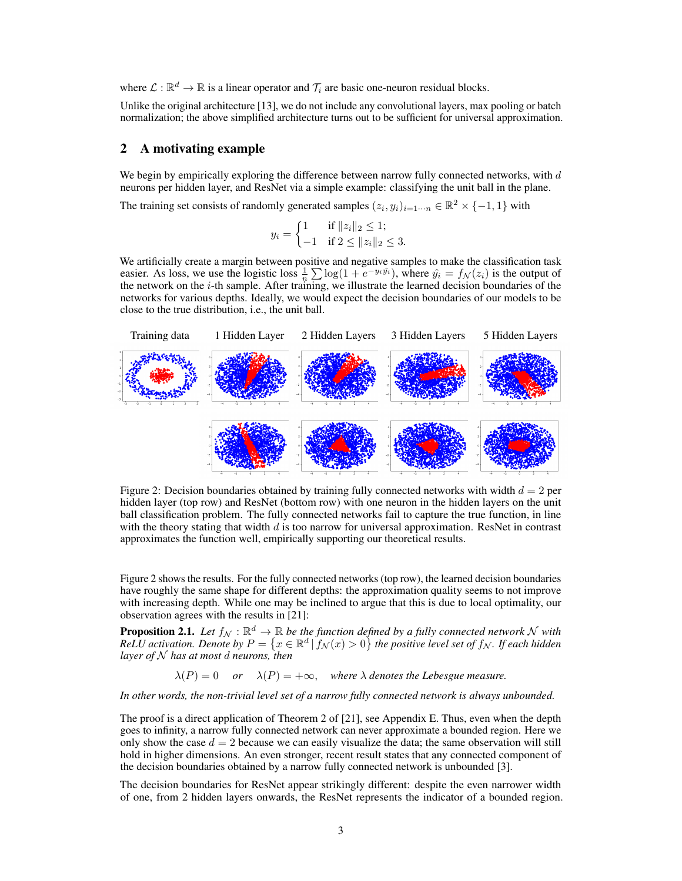where $\mathcal{L} : \mathbb{R}^d \to \mathbb{R}$ is a linear operator and $\mathcal{T}_i$ are basic one-neuron residual blocks.

Unlike the original architecture [13], we do not include any convolutional layers, max pooling or batch normalization; the above simplified architecture turns out to be sufficient for universal approximation.

## 2 A motivating example

We begin by empirically exploring the difference between narrow fully connected networks, with $d$ neurons per hidden layer, and ResNet via a simple example: classifying the unit ball in the plane.

The training set consists of randomly generated samples $(z_i, y_i)_{i=1\cdots n} \in \mathbb{R}^2 \times \{-1, 1\}$ with

$$y_i = \begin{cases} 1 & \text{if } \|z_i\|_2 \leq 1; \\ -1 & \text{if } 2 \leq \|z_i\|_2 \leq 3. \end{cases}$$

We artificially create a margin between positive and negative samples to make the classification task easier. As loss, we use the logistic loss $\frac{1}{n}\sum \log(1 + e^{-y_i \hat{y}_i})$, where $\hat{y}_i = f_{\mathcal{N}}(z_i)$ is the output of the network on the $i$-th sample. After training, we illustrate the learned decision boundaries of the networks for various depths. Ideally, we would expect the decision boundaries of our models to be close to the true distribution, i.e., the unit ball.

Training data | 1 Hidden Layer | 2 Hidden Layers | 3 Hidden Layers | 5 Hidden Layers

Figure 2: Decision boundaries obtained by training fully connected networks with width $d = 2$ per hidden layer (top row) and ResNet (bottom row) with one neuron in the hidden layers on the unit ball classification problem. The fully connected networks fail to capture the true function, in line with the theory stating that width $d$ is too narrow for universal approximation. ResNet in contrast approximates the function well, empirically supporting our theoretical results.

Figure 2 shows the results. For the fully connected networks (top row), the learned decision boundaries have roughly the same shape for different depths: the approximation quality seems to not improve with increasing depth. While one may be inclined to argue that this is due to local optimality, our observation agrees with the results in [21]:

**Proposition 2.1.** *Let $f_{\mathcal{N}} : \mathbb{R}^d \to \mathbb{R}$ be the function defined by a fully connected network $\mathcal{N}$ with ReLU activation. Denote by $P = \left\{x \in \mathbb{R}^d \mid f_{\mathcal{N}}(x) > 0\right\}$ the positive level set of $f_{\mathcal{N}}$. If each hidden layer of $\mathcal{N}$ has at most $d$ neurons, then*

$$\lambda(P) = 0 \quad \text{or} \quad \lambda(P) = +\infty, \quad \text{where } \lambda \text{ denotes the Lebesgue measure.}$$

*In other words, the non-trivial level set of a narrow fully connected network is always unbounded.*

The proof is a direct application of Theorem 2 of [21], see Appendix E. Thus, even when the depth goes to infinity, a narrow fully connected network can never approximate a bounded region. Here we only show the case $d = 2$ because we can easily visualize the data; the same observation will still hold in higher dimensions. An even stronger, recent result states that any connected component of the decision boundaries obtained by a narrow fully connected network is unbounded [3].

The decision boundaries for ResNet appear strikingly different: despite the even narrower width of one, from 2 hidden layers onwards, the ResNet represents the indicator of a bounded region.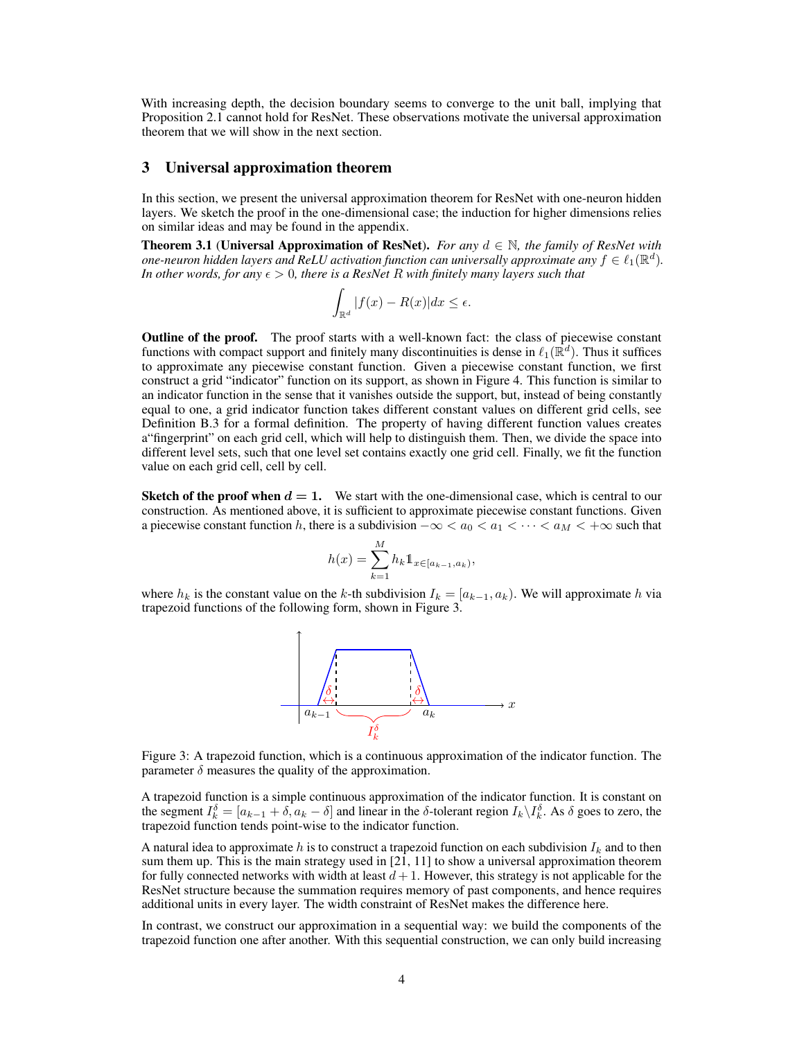With increasing depth, the decision boundary seems to converge to the unit ball, implying that Proposition 2.1 cannot hold for ResNet. These observations motivate the universal approximation theorem that we will show in the next section.

## 3 Universal approximation theorem

In this section, we present the universal approximation theorem for ResNet with one-neuron hidden layers. We sketch the proof in the one-dimensional case; the induction for higher dimensions relies on similar ideas and may be found in the appendix.

**Theorem 3.1** (**Universal Approximation of ResNet**). *For any $d \in \mathbb{N}$, the family of ResNet with one-neuron hidden layers and ReLU activation function can universally approximate any $f \in \ell_1(\mathbb{R}^d)$. In other words, for any $\epsilon > 0$, there is a ResNet $R$ with finitely many layers such that*

$$\int_{\mathbb{R}^d} |f(x) - R(x)| dx \leq \epsilon.$$

**Outline of the proof.** The proof starts with a well-known fact: the class of piecewise constant functions with compact support and finitely many discontinuities is dense in $\ell_1(\mathbb{R}^d)$. Thus it suffices to approximate any piecewise constant function. Given a piecewise constant function, we first construct a grid "indicator" function on its support, as shown in Figure 4. This function is similar to an indicator function in the sense that it vanishes outside the support, but, instead of being constantly equal to one, a grid indicator function takes different constant values on different grid cells, see Definition B.3 for a formal definition. The property of having different function values creates a"fingerprint" on each grid cell, which will help to distinguish them. Then, we divide the space into different level sets, such that one level set contains exactly one grid cell. Finally, we fit the function value on each grid cell, cell by cell.

**Sketch of the proof when $d = 1$.** We start with the one-dimensional case, which is central to our construction. As mentioned above, it is sufficient to approximate piecewise constant functions. Given a piecewise constant function $h$, there is a subdivision $-\infty < a_0 < a_1 < \cdots < a_M < +\infty$ such that

$$h(x) = \sum_{k=1}^{M} h_k \mathbb{1}_{x \in [a_{k-1}, a_k)},$$

where $h_k$ is the constant value on the $k$-th subdivision $I_k = [a_{k-1}, a_k)$. We will approximate $h$ via trapezoid functions of the following form, shown in Figure 3.

Figure 3: A trapezoid function, which is a continuous approximation of the indicator function. The parameter $\delta$ measures the quality of the approximation.

A trapezoid function is a simple continuous approximation of the indicator function. It is constant on the segment $I_k^\delta = [a_{k-1} + \delta, a_k - \delta]$ and linear in the $\delta$-tolerant region $I_k \backslash I_k^\delta$. As $\delta$ goes to zero, the trapezoid function tends point-wise to the indicator function.

A natural idea to approximate $h$ is to construct a trapezoid function on each subdivision $I_k$ and to then sum them up. This is the main strategy used in [21, 11] to show a universal approximation theorem for fully connected networks with width at least $d+1$. However, this strategy is not applicable for the ResNet structure because the summation requires memory of past components, and hence requires additional units in every layer. The width constraint of ResNet makes the difference here.

In contrast, we construct our approximation in a sequential way: we build the components of the trapezoid function one after another. With this sequential construction, we can only build increasing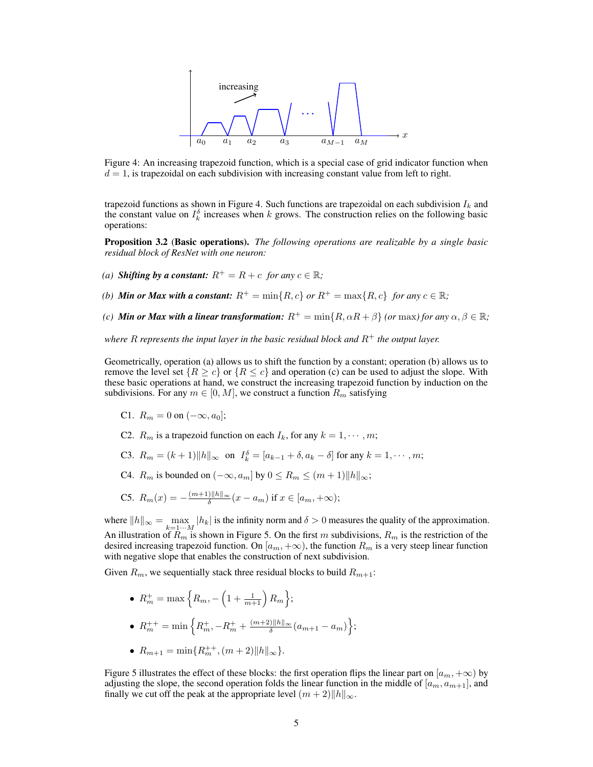Figure 4: An increasing trapezoid function, which is a special case of grid indicator function when $d = 1$, is trapezoidal on each subdivision with increasing constant value from left to right.

trapezoid functions as shown in Figure 4. Such functions are trapezoidal on each subdivision $I_k$ and the constant value on $I_k^\delta$ increases when $k$ grows. The construction relies on the following basic operations:

**Proposition 3.2 (Basic operations).** *The following operations are realizable by a single basic residual block of ResNet with one neuron:*

*(a)* ***Shifting by a constant:*** $R^+ = R + c$ *for any* $c \in \mathbb{R}$*;*

*(b)* ***Min or Max with a constant:*** $R^+ = \min\{R, c\}$ *or* $R^+ = \max\{R, c\}$ *for any* $c \in \mathbb{R}$*;*

*(c)* ***Min or Max with a linear transformation:*** $R^+ = \min\{R, \alpha R + \beta\}$ *(or* max*) for any* $\alpha, \beta \in \mathbb{R}$*;*

*where $R$ represents the input layer in the basic residual block and $R^+$ the output layer.*

Geometrically, operation (a) allows us to shift the function by a constant; operation (b) allows us to remove the level set $\{R \geq c\}$ or $\{R \leq c\}$ and operation (c) can be used to adjust the slope. With these basic operations at hand, we construct the increasing trapezoid function by induction on the subdivisions. For any $m \in [0, M]$, we construct a function $R_m$ satisfying

- C1. $R_m = 0$ on $(-\infty, a_0]$;
- C2. $R_m$ is a trapezoid function on each $I_k$, for any $k = 1, \cdots, m$;
- C3. $R_m = (k+1)\|h\|_\infty$ on $I_k^\delta = [a_{k-1} + \delta, a_k - \delta]$ for any $k = 1, \cdots, m$;
- C4. $R_m$ is bounded on $(-\infty, a_m]$ by $0 \leq R_m \leq (m+1)\|h\|_\infty$;
- C5. $R_m(x) = -\frac{(m+1)\|h\|_\infty}{\delta}(x - a_m)$ if $x \in [a_m, +\infty)$;

where $\|h\|_\infty = \max\limits_{k=1\cdots M} |h_k|$ is the infinity norm and $\delta > 0$ measures the quality of the approximation. An illustration of $R_m$ is shown in Figure 5. On the first $m$ subdivisions, $R_m$ is the restriction of the desired increasing trapezoid function. On $[a_m, +\infty)$, the function $R_m$ is a very steep linear function with negative slope that enables the construction of next subdivision.

Given $R_m$, we sequentially stack three residual blocks to build $R_{m+1}$:

- $R_m^+ = \max\left\{R_m, -\left(1 + \frac{1}{m+1}\right) R_m\right\}$;
- $R_m^{++} = \min\left\{R_m^+, -R_m^+ + \frac{(m+2)\|h\|_\infty}{\delta}(a_{m+1} - a_m)\right\}$;
- $R_{m+1} = \min\{R_m^{++}, (m+2)\|h\|_\infty\}$.

Figure 5 illustrates the effect of these blocks: the first operation flips the linear part on $[a_m, +\infty)$ by adjusting the slope, the second operation folds the linear function in the middle of $[a_m, a_{m+1}]$, and finally we cut off the peak at the appropriate level $(m+2)\|h\|_\infty$.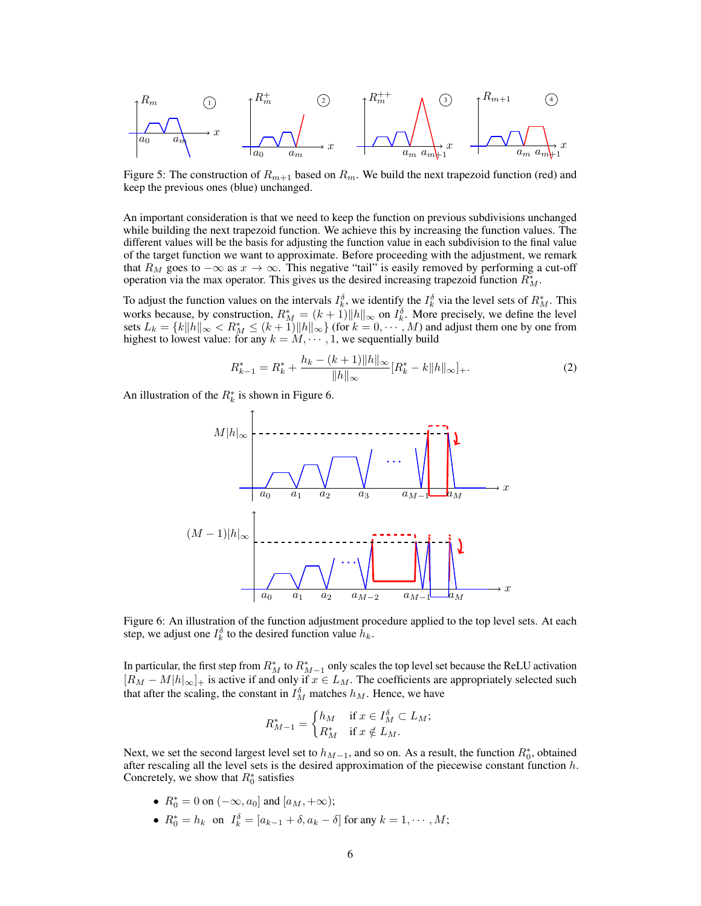Figure 5: The construction of $R_{m+1}$ based on $R_m$. We build the next trapezoid function (red) and keep the previous ones (blue) unchanged.

An important consideration is that we need to keep the function on previous subdivisions unchanged while building the next trapezoid function. We achieve this by increasing the function values. The different values will be the basis for adjusting the function value in each subdivision to the final value of the target function we want to approximate. Before proceeding with the adjustment, we remark that $R_M$ goes to $-\infty$ as $x \to \infty$. This negative "tail" is easily removed by performing a cut-off operation via the max operator. This gives us the desired increasing trapezoid function $R_M^*$.

To adjust the function values on the intervals $I_k^\delta$, we identify the $I_k^\delta$ via the level sets of $R_M^*$. This works because, by construction, $R_M^* = (k+1)\|h\|_\infty$ on $I_k^\delta$. More precisely, we define the level sets $L_k = \{k\|h\|_\infty < R_M^* \leq (k+1)\|h\|_\infty\}$ (for $k = 0, \cdots, M$) and adjust them one by one from highest to lowest value: for any $k = M, \cdots, 1$, we sequentially build

$$R_{k-1}^* = R_k^* + \frac{h_k - (k+1)\|h\|_\infty}{\|h\|_\infty}[R_k^* - k\|h\|_\infty]_+. \tag{2}$$

An illustration of the $R_k^*$ is shown in Figure 6.

Figure 6: An illustration of the function adjustment procedure applied to the top level sets. At each step, we adjust one $I_k^\delta$ to the desired function value $h_k$.

In particular, the first step from $R_M^*$ to $R_{M-1}^*$ only scales the top level set because the ReLU activation $[R_M - M|h|_\infty]_+$ is active if and only if $x \in L_M$. The coefficients are appropriately selected such that after the scaling, the constant in $I_M^\delta$ matches $h_M$. Hence, we have

$$R_{M-1}^* = \begin{cases} h_M & \text{if } x \in I_M^\delta \subset L_M; \\ R_M^* & \text{if } x \notin L_M. \end{cases}$$

Next, we set the second largest level set to $h_{M-1}$, and so on. As a result, the function $R_0^*$, obtained after rescaling all the level sets is the desired approximation of the piecewise constant function $h$. Concretely, we show that $R_0^*$ satisfies

- $R_0^* = 0$ on $(-\infty, a_0]$ and $[a_M, +\infty)$;
- $R_0^* = h_k$ on $I_k^\delta = [a_{k-1} + \delta, a_k - \delta]$ for any $k = 1, \cdots, M$;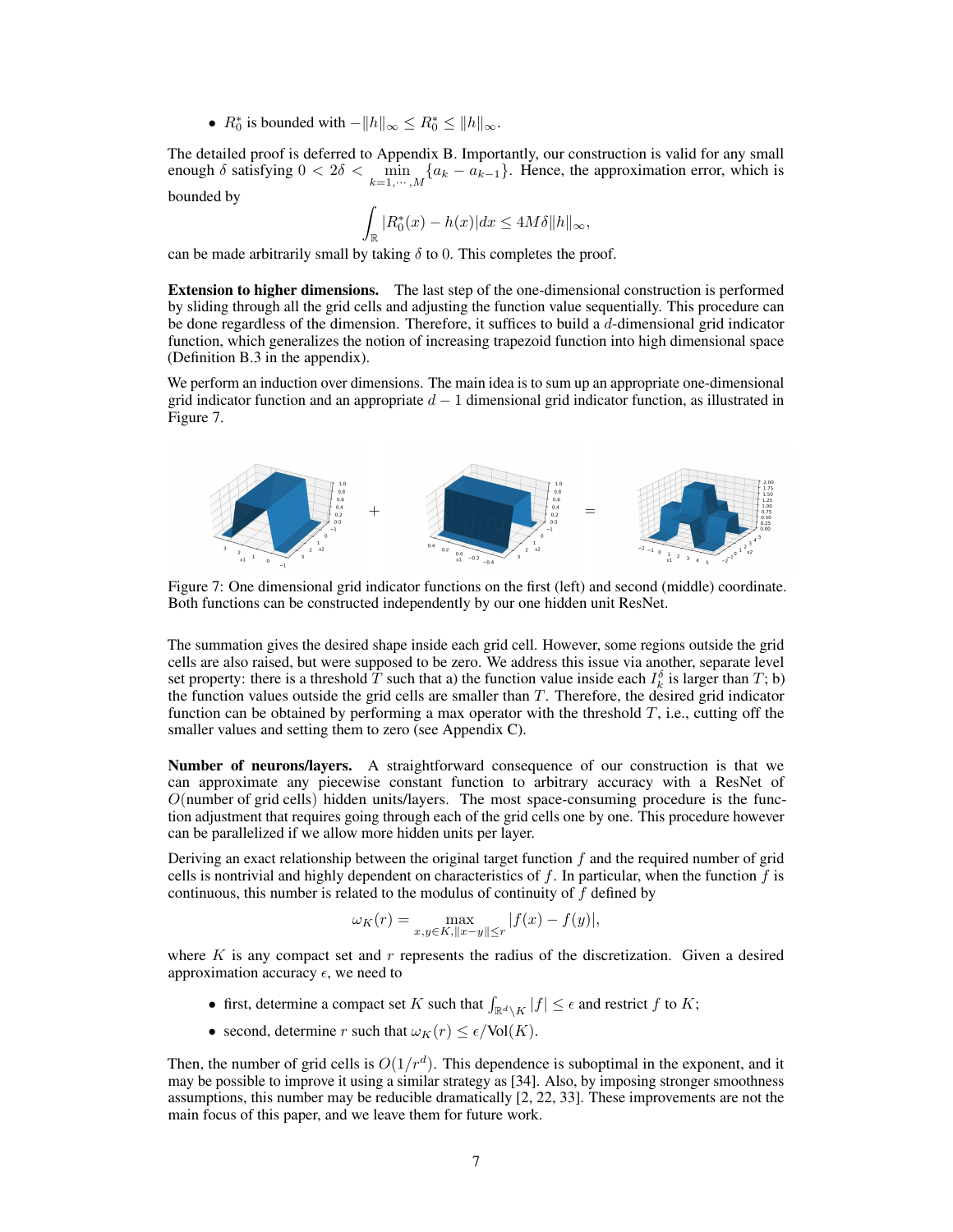- $R_0^*$ is bounded with $-\|h\|_\infty \leq R_0^* \leq \|h\|_\infty$.

The detailed proof is deferred to Appendix B. Importantly, our construction is valid for any small enough $\delta$ satisfying $0 < 2\delta < \min_{k=1,\cdots,M}\{a_k - a_{k-1}\}$. Hence, the approximation error, which is bounded by

$$\int_{\mathbb{R}} |R_0^*(x) - h(x)|dx \leq 4M\delta\|h\|_\infty,$$

can be made arbitrarily small by taking $\delta$ to 0. This completes the proof.

**Extension to higher dimensions.** The last step of the one-dimensional construction is performed by sliding through all the grid cells and adjusting the function value sequentially. This procedure can be done regardless of the dimension. Therefore, it suffices to build a $d$-dimensional grid indicator function, which generalizes the notion of increasing trapezoid function into high dimensional space (Definition B.3 in the appendix).

We perform an induction over dimensions. The main idea is to sum up an appropriate one-dimensional grid indicator function and an appropriate $d-1$ dimensional grid indicator function, as illustrated in Figure 7.

Figure 7: One dimensional grid indicator functions on the first (left) and second (middle) coordinate. Both functions can be constructed independently by our one hidden unit ResNet.

The summation gives the desired shape inside each grid cell. However, some regions outside the grid cells are also raised, but were supposed to be zero. We address this issue via another, separate level set property: there is a threshold $T$ such that a) the function value inside each $I_k^\delta$ is larger than $T$; b) the function values outside the grid cells are smaller than $T$. Therefore, the desired grid indicator function can be obtained by performing a max operator with the threshold $T$, i.e., cutting off the smaller values and setting them to zero (see Appendix C).

**Number of neurons/layers.** A straightforward consequence of our construction is that we can approximate any piecewise constant function to arbitrary accuracy with a ResNet of $O$(number of grid cells) hidden units/layers. The most space-consuming procedure is the function adjustment that requires going through each of the grid cells one by one. This procedure however can be parallelized if we allow more hidden units per layer.

Deriving an exact relationship between the original target function $f$ and the required number of grid cells is nontrivial and highly dependent on characteristics of $f$. In particular, when the function $f$ is continuous, this number is related to the modulus of continuity of $f$ defined by

$$\omega_K(r) = \max_{x,y\in K, \|x-y\|\leq r} |f(x) - f(y)|,$$

where $K$ is any compact set and $r$ represents the radius of the discretization. Given a desired approximation accuracy $\epsilon$, we need to

- first, determine a compact set $K$ such that $\int_{\mathbb{R}^d \setminus K} |f| \leq \epsilon$ and restrict $f$ to $K$;
- second, determine $r$ such that $\omega_K(r) \leq \epsilon/\mathrm{Vol}(K)$.

Then, the number of grid cells is $O(1/r^d)$. This dependence is suboptimal in the exponent, and it may be possible to improve it using a similar strategy as [34]. Also, by imposing stronger smoothness assumptions, this number may be reducible dramatically [2, 22, 33]. These improvements are not the main focus of this paper, and we leave them for future work.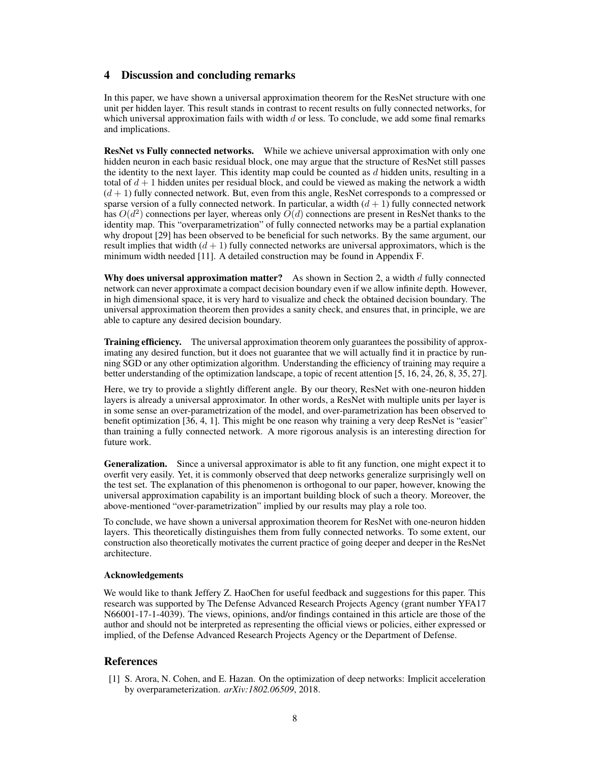## 4 Discussion and concluding remarks

In this paper, we have shown a universal approximation theorem for the ResNet structure with one unit per hidden layer. This result stands in contrast to recent results on fully connected networks, for which universal approximation fails with width $d$ or less. To conclude, we add some final remarks and implications.

**ResNet vs Fully connected networks.** While we achieve universal approximation with only one hidden neuron in each basic residual block, one may argue that the structure of ResNet still passes the identity to the next layer. This identity map could be counted as $d$ hidden units, resulting in a total of $d + 1$ hidden unites per residual block, and could be viewed as making the network a width $(d + 1)$ fully connected network. But, even from this angle, ResNet corresponds to a compressed or sparse version of a fully connected network. In particular, a width $(d + 1)$ fully connected network has $O(d^2)$ connections per layer, whereas only $O(d)$ connections are present in ResNet thanks to the identity map. This "overparametrization" of fully connected networks may be a partial explanation why dropout [29] has been observed to be beneficial for such networks. By the same argument, our result implies that width $(d + 1)$ fully connected networks are universal approximators, which is the minimum width needed [11]. A detailed construction may be found in Appendix F.

**Why does universal approximation matter?** As shown in Section 2, a width $d$ fully connected network can never approximate a compact decision boundary even if we allow infinite depth. However, in high dimensional space, it is very hard to visualize and check the obtained decision boundary. The universal approximation theorem then provides a sanity check, and ensures that, in principle, we are able to capture any desired decision boundary.

**Training efficiency.** The universal approximation theorem only guarantees the possibility of approximating any desired function, but it does not guarantee that we will actually find it in practice by running SGD or any other optimization algorithm. Understanding the efficiency of training may require a better understanding of the optimization landscape, a topic of recent attention [5, 16, 24, 26, 8, 35, 27].

Here, we try to provide a slightly different angle. By our theory, ResNet with one-neuron hidden layers is already a universal approximator. In other words, a ResNet with multiple units per layer is in some sense an over-parametrization of the model, and over-parametrization has been observed to benefit optimization [36, 4, 1]. This might be one reason why training a very deep ResNet is "easier" than training a fully connected network. A more rigorous analysis is an interesting direction for future work.

**Generalization.** Since a universal approximator is able to fit any function, one might expect it to overfit very easily. Yet, it is commonly observed that deep networks generalize surprisingly well on the test set. The explanation of this phenomenon is orthogonal to our paper, however, knowing the universal approximation capability is an important building block of such a theory. Moreover, the above-mentioned "over-parametrization" implied by our results may play a role too.

To conclude, we have shown a universal approximation theorem for ResNet with one-neuron hidden layers. This theoretically distinguishes them from fully connected networks. To some extent, our construction also theoretically motivates the current practice of going deeper and deeper in the ResNet architecture.

#### Acknowledgements

We would like to thank Jeffery Z. HaoChen for useful feedback and suggestions for this paper. This research was supported by The Defense Advanced Research Projects Agency (grant number YFA17 N66001-17-1-4039). The views, opinions, and/or findings contained in this article are those of the author and should not be interpreted as representing the official views or policies, either expressed or implied, of the Defense Advanced Research Projects Agency or the Department of Defense.

## References

[1] S. Arora, N. Cohen, and E. Hazan. On the optimization of deep networks: Implicit acceleration by overparameterization. *arXiv:1802.06509*, 2018.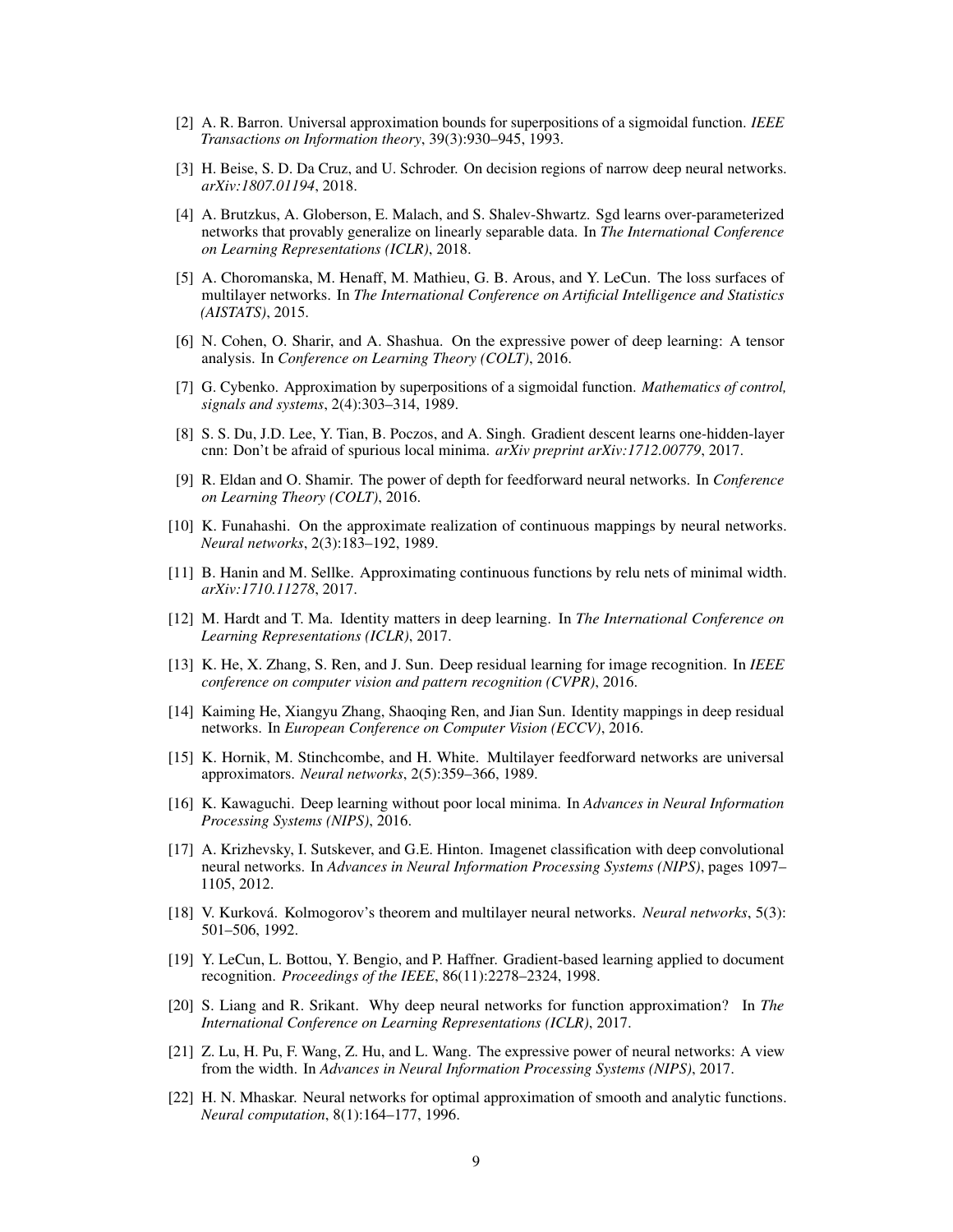[2] A. R. Barron. Universal approximation bounds for superpositions of a sigmoidal function. *IEEE Transactions on Information theory*, 39(3):930–945, 1993.

[3] H. Beise, S. D. Da Cruz, and U. Schroder. On decision regions of narrow deep neural networks. *arXiv:1807.01194*, 2018.

[4] A. Brutzkus, A. Globerson, E. Malach, and S. Shalev-Shwartz. Sgd learns over-parameterized networks that provably generalize on linearly separable data. In *The International Conference on Learning Representations (ICLR)*, 2018.

[5] A. Choromanska, M. Henaff, M. Mathieu, G. B. Arous, and Y. LeCun. The loss surfaces of multilayer networks. In *The International Conference on Artificial Intelligence and Statistics (AISTATS)*, 2015.

[6] N. Cohen, O. Sharir, and A. Shashua. On the expressive power of deep learning: A tensor analysis. In *Conference on Learning Theory (COLT)*, 2016.

[7] G. Cybenko. Approximation by superpositions of a sigmoidal function. *Mathematics of control, signals and systems*, 2(4):303–314, 1989.

[8] S. S. Du, J.D. Lee, Y. Tian, B. Poczos, and A. Singh. Gradient descent learns one-hidden-layer cnn: Don't be afraid of spurious local minima. *arXiv preprint arXiv:1712.00779*, 2017.

[9] R. Eldan and O. Shamir. The power of depth for feedforward neural networks. In *Conference on Learning Theory (COLT)*, 2016.

[10] K. Funahashi. On the approximate realization of continuous mappings by neural networks. *Neural networks*, 2(3):183–192, 1989.

[11] B. Hanin and M. Sellke. Approximating continuous functions by relu nets of minimal width. *arXiv:1710.11278*, 2017.

[12] M. Hardt and T. Ma. Identity matters in deep learning. In *The International Conference on Learning Representations (ICLR)*, 2017.

[13] K. He, X. Zhang, S. Ren, and J. Sun. Deep residual learning for image recognition. In *IEEE conference on computer vision and pattern recognition (CVPR)*, 2016.

[14] Kaiming He, Xiangyu Zhang, Shaoqing Ren, and Jian Sun. Identity mappings in deep residual networks. In *European Conference on Computer Vision (ECCV)*, 2016.

[15] K. Hornik, M. Stinchcombe, and H. White. Multilayer feedforward networks are universal approximators. *Neural networks*, 2(5):359–366, 1989.

[16] K. Kawaguchi. Deep learning without poor local minima. In *Advances in Neural Information Processing Systems (NIPS)*, 2016.

[17] A. Krizhevsky, I. Sutskever, and G.E. Hinton. Imagenet classification with deep convolutional neural networks. In *Advances in Neural Information Processing Systems (NIPS)*, pages 1097–1105, 2012.

[18] V. Kurková. Kolmogorov's theorem and multilayer neural networks. *Neural networks*, 5(3): 501–506, 1992.

[19] Y. LeCun, L. Bottou, Y. Bengio, and P. Haffner. Gradient-based learning applied to document recognition. *Proceedings of the IEEE*, 86(11):2278–2324, 1998.

[20] S. Liang and R. Srikant. Why deep neural networks for function approximation? In *The International Conference on Learning Representations (ICLR)*, 2017.

[21] Z. Lu, H. Pu, F. Wang, Z. Hu, and L. Wang. The expressive power of neural networks: A view from the width. In *Advances in Neural Information Processing Systems (NIPS)*, 2017.

[22] H. N. Mhaskar. Neural networks for optimal approximation of smooth and analytic functions. *Neural computation*, 8(1):164–177, 1996.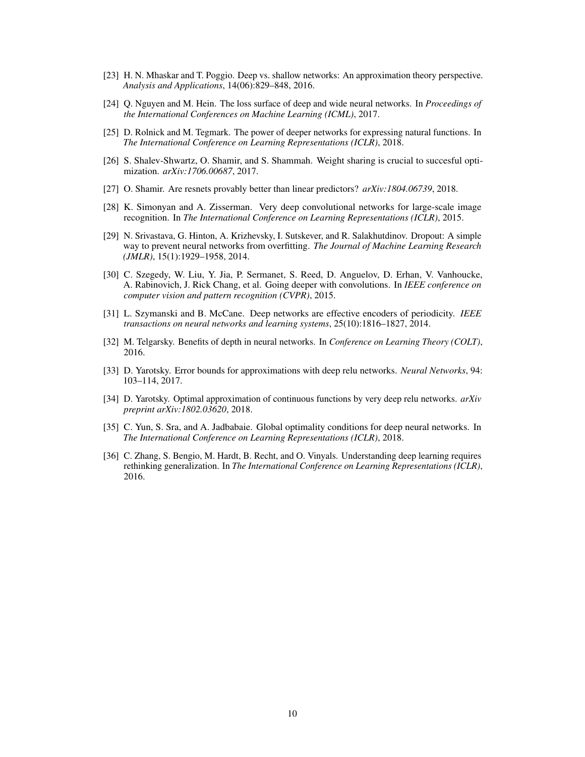[23] H. N. Mhaskar and T. Poggio. Deep vs. shallow networks: An approximation theory perspective. *Analysis and Applications*, 14(06):829–848, 2016.

[24] Q. Nguyen and M. Hein. The loss surface of deep and wide neural networks. In *Proceedings of the International Conferences on Machine Learning (ICML)*, 2017.

[25] D. Rolnick and M. Tegmark. The power of deeper networks for expressing natural functions. In *The International Conference on Learning Representations (ICLR)*, 2018.

[26] S. Shalev-Shwartz, O. Shamir, and S. Shammah. Weight sharing is crucial to succesful optimization. *arXiv:1706.00687*, 2017.

[27] O. Shamir. Are resnets provably better than linear predictors? *arXiv:1804.06739*, 2018.

[28] K. Simonyan and A. Zisserman. Very deep convolutional networks for large-scale image recognition. In *The International Conference on Learning Representations (ICLR)*, 2015.

[29] N. Srivastava, G. Hinton, A. Krizhevsky, I. Sutskever, and R. Salakhutdinov. Dropout: A simple way to prevent neural networks from overfitting. *The Journal of Machine Learning Research (JMLR)*, 15(1):1929–1958, 2014.

[30] C. Szegedy, W. Liu, Y. Jia, P. Sermanet, S. Reed, D. Anguelov, D. Erhan, V. Vanhoucke, A. Rabinovich, J. Rick Chang, et al. Going deeper with convolutions. In *IEEE conference on computer vision and pattern recognition (CVPR)*, 2015.

[31] L. Szymanski and B. McCane. Deep networks are effective encoders of periodicity. *IEEE transactions on neural networks and learning systems*, 25(10):1816–1827, 2014.

[32] M. Telgarsky. Benefits of depth in neural networks. In *Conference on Learning Theory (COLT)*, 2016.

[33] D. Yarotsky. Error bounds for approximations with deep relu networks. *Neural Networks*, 94: 103–114, 2017.

[34] D. Yarotsky. Optimal approximation of continuous functions by very deep relu networks. *arXiv preprint arXiv:1802.03620*, 2018.

[35] C. Yun, S. Sra, and A. Jadbabaie. Global optimality conditions for deep neural networks. In *The International Conference on Learning Representations (ICLR)*, 2018.

[36] C. Zhang, S. Bengio, M. Hardt, B. Recht, and O. Vinyals. Understanding deep learning requires rethinking generalization. In *The International Conference on Learning Representations (ICLR)*, 2016.